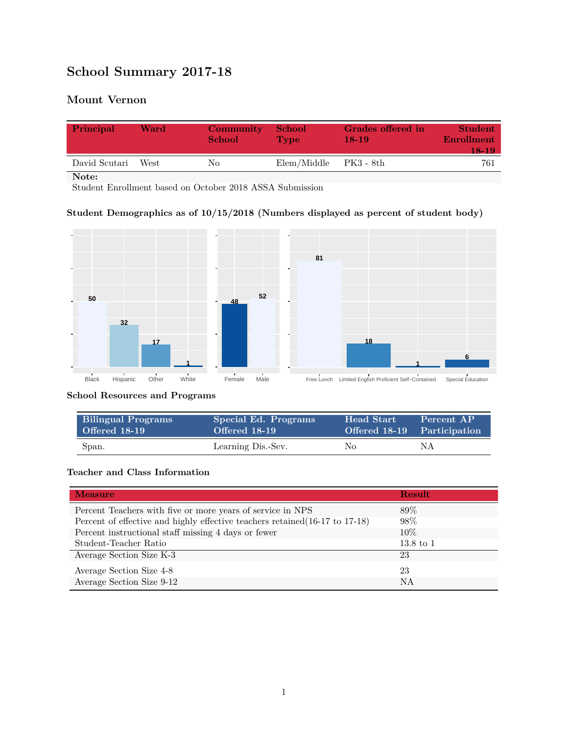# School Summary 2017-18

## Mount Vernon

| Principal | Ward | Community School | School Type | Grades offered in 18-19 | Student Enrollment 18-19 |
|---|---|---|---|---|---|
| David Scutari | West | No | Elem/Middle | PK3 - 8th | 761 |

**Note:**
Student Enrollment based on October 2018 ASSA Submission

### Student Demographics as of 10/15/2018 (Numbers displayed as percent of student body)

| Black | Hispanic | Other | White |
|---|---|---|---|
| 50 | 32 | 17 | 1 |

| Female | Male |
|---|---|
| 48 | 52 |

| Free Lunch | Limited English Proficient | Self-Contained | Special Education |
|---|---|---|---|
| 81 | 18 | 1 | 6 |

### School Resources and Programs

| Bilingual Programs Offered 18-19 | Special Ed. Programs Offered 18-19 | Head Start Offered 18-19 | Percent AP Participation |
|---|---|---|---|
| Span. | Learning Dis.-Sev. | No | NA |

### Teacher and Class Information

| Measure | Result |
|---|---|
| Percent Teachers with five or more years of service in NPS | 89% |
| Percent of effective and highly effective teachers retained(16-17 to 17-18) | 98% |
| Percent instructional staff missing 4 days or fewer | 10% |
| Student-Teacher Ratio | 13.8 to 1 |
| Average Section Size K-3 | 23 |
| Average Section Size 4-8 | 23 |
| Average Section Size 9-12 | NA |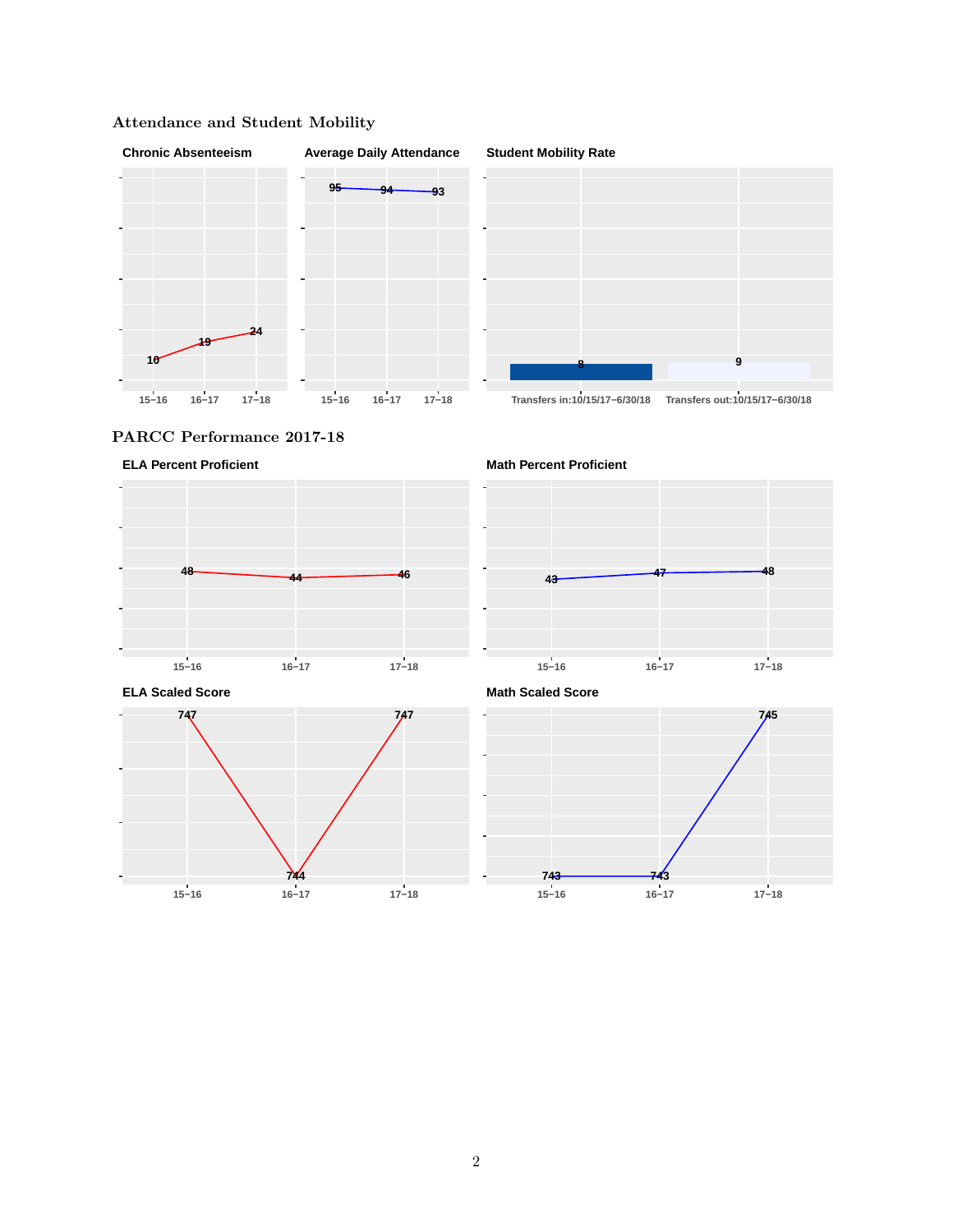## Attendance and Student Mobility

**Chronic Absenteeism**

10
19
24
15–16
16–17
17–18

**Average Daily Attendance**

95
94
93
15–16
16–17
17–18

**Student Mobility Rate**

8
9
Transfers in:10/15/17–6/30/18
Transfers out:10/15/17–6/30/18

## PARCC Performance 2017-18

**ELA Percent Proficient**

48
44
46
15–16
16–17
17–18

**Math Percent Proficient**

43
47
48
15–16
16–17
17–18

**ELA Scaled Score**

747
744
747
15–16
16–17
17–18

**Math Scaled Score**

743
743
745
15–16
16–17
17–18